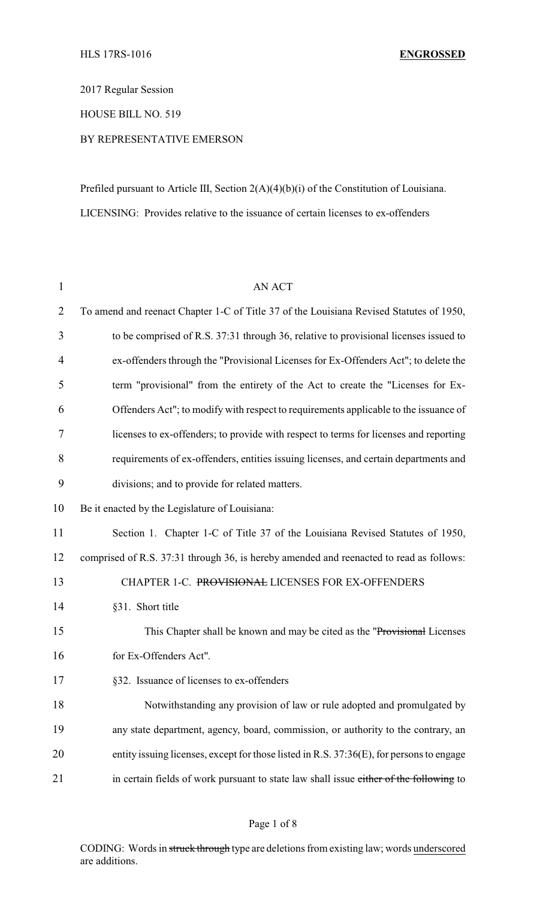HLS 17RS-1016 **ENGROSSED**

2017 Regular Session

HOUSE BILL NO. 519

BY REPRESENTATIVE EMERSON

Prefiled pursuant to Article III, Section 2(A)(4)(b)(i) of the Constitution of Louisiana.

LICENSING: Provides relative to the issuance of certain licenses to ex-offenders

AN ACT

To amend and reenact Chapter 1-C of Title 37 of the Louisiana Revised Statutes of 1950, to be comprised of R.S. 37:31 through 36, relative to provisional licenses issued to ex-offenders through the "Provisional Licenses for Ex-Offenders Act"; to delete the term "provisional" from the entirety of the Act to create the "Licenses for Ex-Offenders Act"; to modify with respect to requirements applicable to the issuance of licenses to ex-offenders; to provide with respect to terms for licenses and reporting requirements of ex-offenders, entities issuing licenses, and certain departments and divisions; and to provide for related matters.

Be it enacted by the Legislature of Louisiana:

Section 1. Chapter 1-C of Title 37 of the Louisiana Revised Statutes of 1950, comprised of R.S. 37:31 through 36, is hereby amended and reenacted to read as follows:

CHAPTER 1-C. ~~PROVISIONAL~~ LICENSES FOR EX-OFFENDERS

§31. Short title

This Chapter shall be known and may be cited as the "~~Provisional~~ Licenses for Ex-Offenders Act".

§32. Issuance of licenses to ex-offenders

Notwithstanding any provision of law or rule adopted and promulgated by any state department, agency, board, commission, or authority to the contrary, an entity issuing licenses, except for those listed in R.S. 37:36(E), for persons to engage in certain fields of work pursuant to state law shall issue ~~either of the following~~ to

CODING: Words in ~~struck through~~ type are deletions from existing law; words underscored are additions.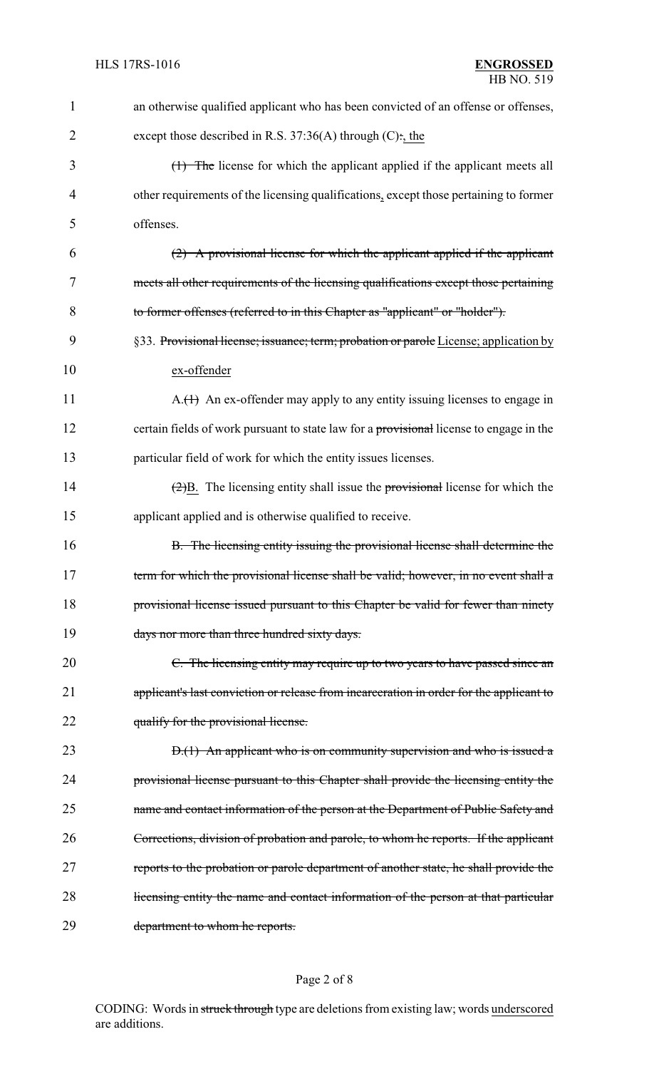an otherwise qualified applicant who has been convicted of an offense or offenses, except those described in R.S. 37:36(A) through (C)~~:~~, the

~~(1) The~~ license for which the applicant applied if the applicant meets all other requirements of the licensing qualifications, except those pertaining to former offenses.

~~(2) A provisional license for which the applicant applied if the applicant meets all other requirements of the licensing qualifications except those pertaining to former offenses (referred to in this Chapter as "applicant" or "holder").~~

§33. ~~Provisional license; issuance; term; probation or parole~~ License; application by ex-offender

A.~~(1)~~ An ex-offender may apply to any entity issuing licenses to engage in certain fields of work pursuant to state law for a ~~provisional~~ license to engage in the particular field of work for which the entity issues licenses.

~~(2)~~B. The licensing entity shall issue the ~~provisional~~ license for which the applicant applied and is otherwise qualified to receive.

~~B. The licensing entity issuing the provisional license shall determine the term for which the provisional license shall be valid; however, in no event shall a provisional license issued pursuant to this Chapter be valid for fewer than ninety days nor more than three hundred sixty days.~~

~~C. The licensing entity may require up to two years to have passed since an applicant's last conviction or release from incarceration in order for the applicant to qualify for the provisional license.~~

~~D.(1) An applicant who is on community supervision and who is issued a provisional license pursuant to this Chapter shall provide the licensing entity the name and contact information of the person at the Department of Public Safety and Corrections, division of probation and parole, to whom he reports. If the applicant reports to the probation or parole department of another state, he shall provide the licensing entity the name and contact information of the person at that particular department to whom he reports.~~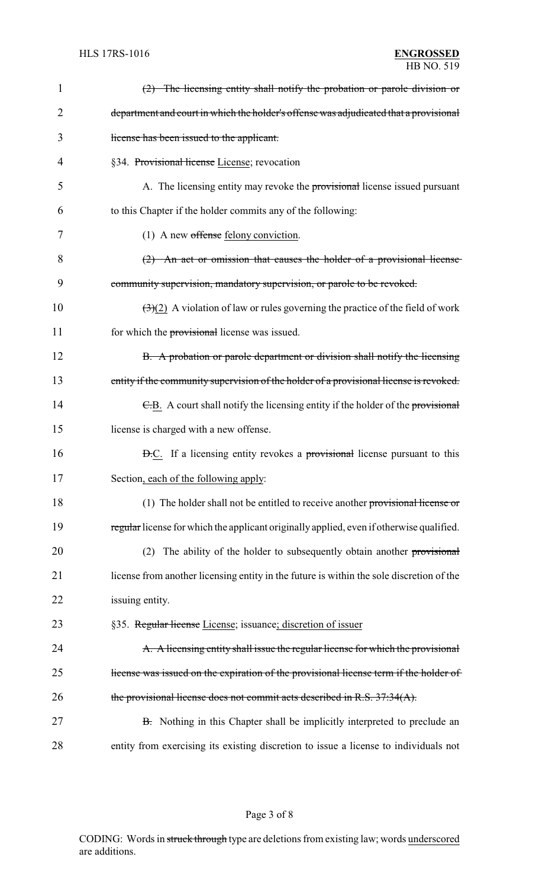(2) The licensing entity shall notify the probation or parole division or department and court in which the holder's offense was adjudicated that a provisional license has been issued to the applicant.

§34. Provisional license License; revocation

A. The licensing entity may revoke the provisional license issued pursuant to this Chapter if the holder commits any of the following:

(1) A new offense felony conviction.

(2) An act or omission that causes the holder of a provisional license community supervision, mandatory supervision, or parole to be revoked.

(3)(2) A violation of law or rules governing the practice of the field of work for which the provisional license was issued.

B. A probation or parole department or division shall notify the licensing entity if the community supervision of the holder of a provisional license is revoked.

C.B. A court shall notify the licensing entity if the holder of the provisional license is charged with a new offense.

D.C. If a licensing entity revokes a provisional license pursuant to this Section, each of the following apply:

(1) The holder shall not be entitled to receive another provisional license or regular license for which the applicant originally applied, even if otherwise qualified.

(2) The ability of the holder to subsequently obtain another provisional license from another licensing entity in the future is within the sole discretion of the issuing entity.

§35. Regular license License; issuance; discretion of issuer

A. A licensing entity shall issue the regular license for which the provisional license was issued on the expiration of the provisional license term if the holder of the provisional license does not commit acts described in R.S. 37:34(A).

B. Nothing in this Chapter shall be implicitly interpreted to preclude an entity from exercising its existing discretion to issue a license to individuals not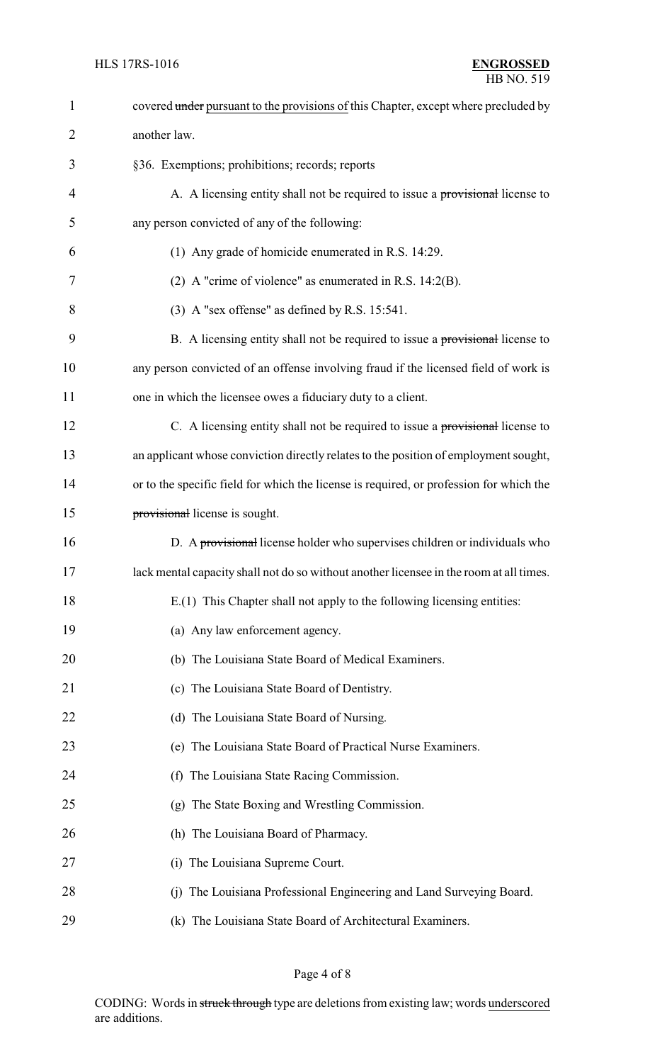covered ~~under~~ pursuant to the provisions of this Chapter, except where precluded by another law.

§36. Exemptions; prohibitions; records; reports

A. A licensing entity shall not be required to issue a ~~provisional~~ license to any person convicted of any of the following:

(1) Any grade of homicide enumerated in R.S. 14:29.

(2) A "crime of violence" as enumerated in R.S. 14:2(B).

(3) A "sex offense" as defined by R.S. 15:541.

B. A licensing entity shall not be required to issue a ~~provisional~~ license to any person convicted of an offense involving fraud if the licensed field of work is one in which the licensee owes a fiduciary duty to a client.

C. A licensing entity shall not be required to issue a ~~provisional~~ license to an applicant whose conviction directly relates to the position of employment sought, or to the specific field for which the license is required, or profession for which the ~~provisional~~ license is sought.

D. A ~~provisional~~ license holder who supervises children or individuals who lack mental capacity shall not do so without another licensee in the room at all times.

E.(1) This Chapter shall not apply to the following licensing entities:

(a) Any law enforcement agency.

(b) The Louisiana State Board of Medical Examiners.

(c) The Louisiana State Board of Dentistry.

(d) The Louisiana State Board of Nursing.

(e) The Louisiana State Board of Practical Nurse Examiners.

(f) The Louisiana State Racing Commission.

(g) The State Boxing and Wrestling Commission.

(h) The Louisiana Board of Pharmacy.

(i) The Louisiana Supreme Court.

(j) The Louisiana Professional Engineering and Land Surveying Board.

(k) The Louisiana State Board of Architectural Examiners.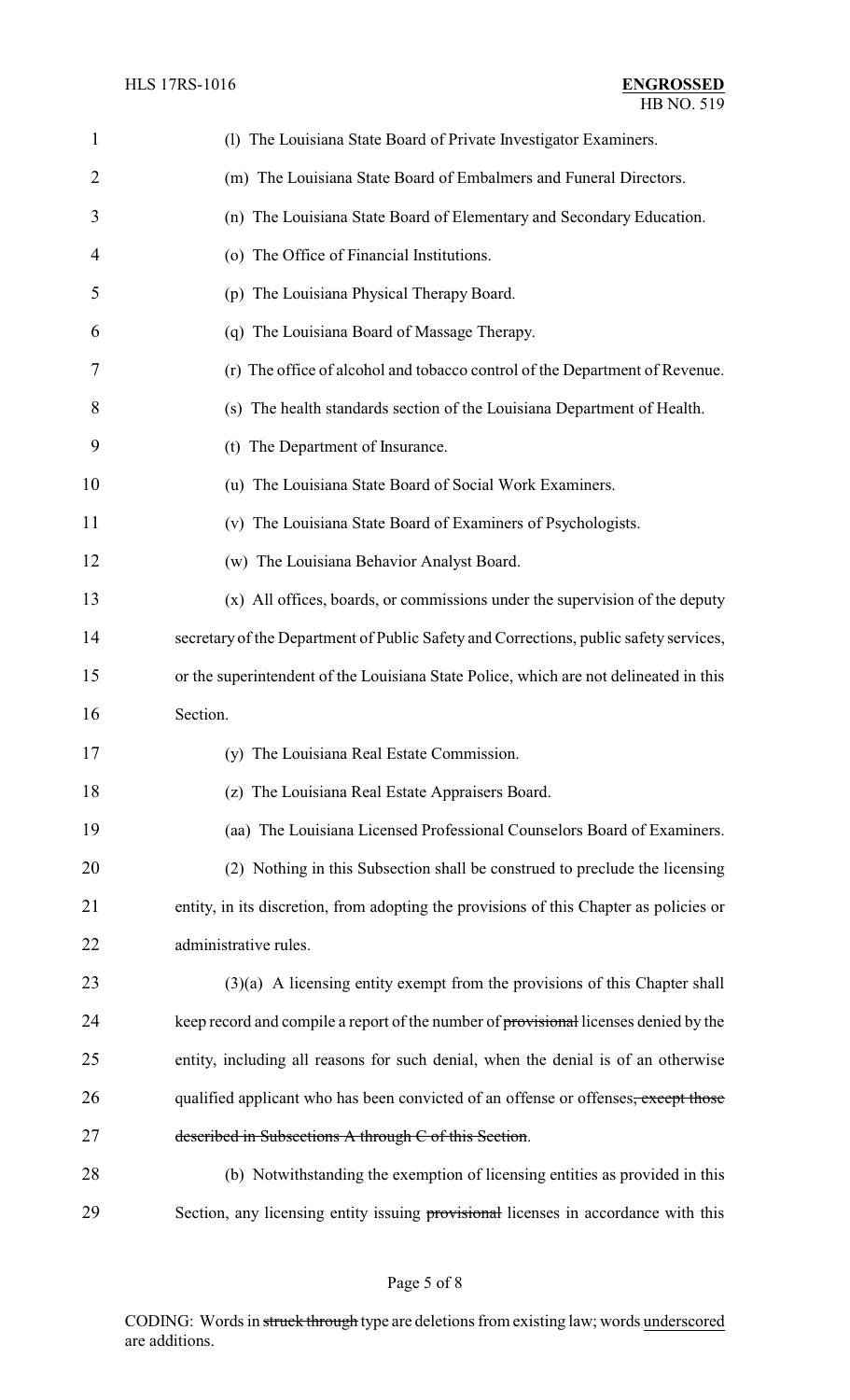(l) The Louisiana State Board of Private Investigator Examiners.

(m) The Louisiana State Board of Embalmers and Funeral Directors.

(n) The Louisiana State Board of Elementary and Secondary Education.

(o) The Office of Financial Institutions.

(p) The Louisiana Physical Therapy Board.

(q) The Louisiana Board of Massage Therapy.

(r) The office of alcohol and tobacco control of the Department of Revenue.

(s) The health standards section of the Louisiana Department of Health.

(t) The Department of Insurance.

(u) The Louisiana State Board of Social Work Examiners.

(v) The Louisiana State Board of Examiners of Psychologists.

(w) The Louisiana Behavior Analyst Board.

(x) All offices, boards, or commissions under the supervision of the deputy secretary of the Department of Public Safety and Corrections, public safety services, or the superintendent of the Louisiana State Police, which are not delineated in this Section.

(y) The Louisiana Real Estate Commission.

(z) The Louisiana Real Estate Appraisers Board.

(aa) The Louisiana Licensed Professional Counselors Board of Examiners.

(2) Nothing in this Subsection shall be construed to preclude the licensing entity, in its discretion, from adopting the provisions of this Chapter as policies or administrative rules.

(3)(a) A licensing entity exempt from the provisions of this Chapter shall keep record and compile a report of the number of ~~provisional~~ licenses denied by the entity, including all reasons for such denial, when the denial is of an otherwise qualified applicant who has been convicted of an offense or offenses~~, except those described in Subsections A through C of this Section~~.

(b) Notwithstanding the exemption of licensing entities as provided in this Section, any licensing entity issuing ~~provisional~~ licenses in accordance with this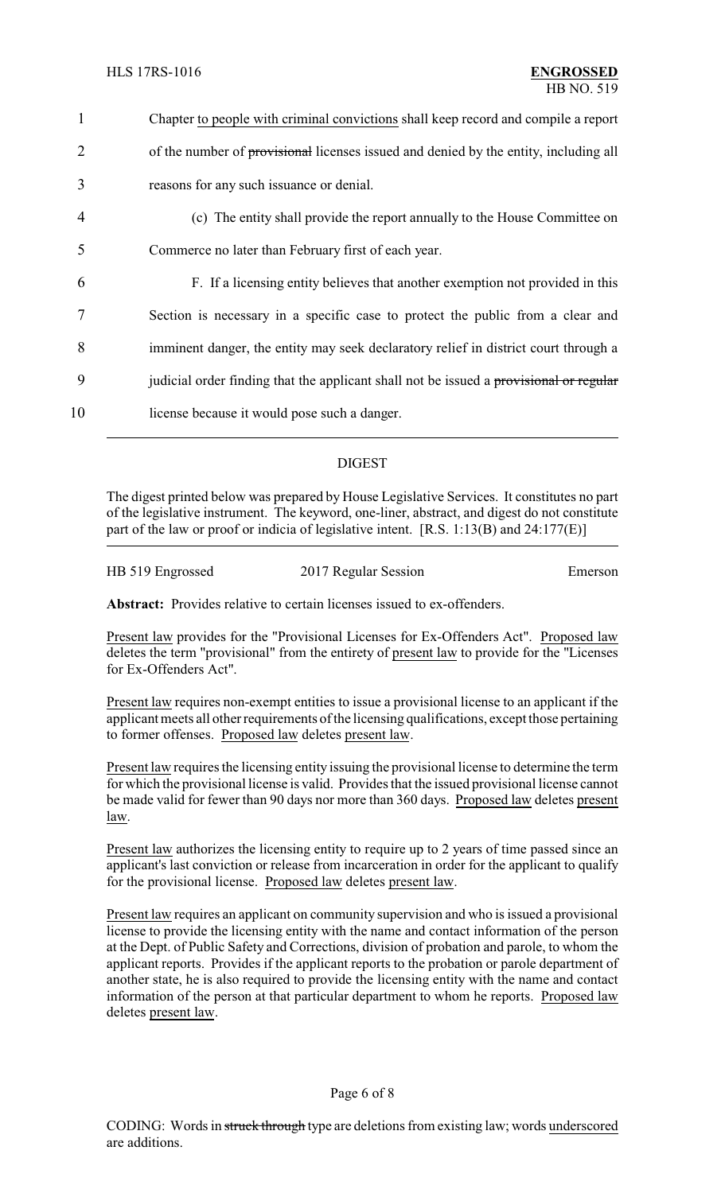Chapter <u>to people with criminal convictions</u> shall keep record and compile a report of the number of ~~provisional~~ licenses issued and denied by the entity, including all reasons for any such issuance or denial.

(c) The entity shall provide the report annually to the House Committee on Commerce no later than February first of each year.

F. If a licensing entity believes that another exemption not provided in this Section is necessary in a specific case to protect the public from a clear and imminent danger, the entity may seek declaratory relief in district court through a judicial order finding that the applicant shall not be issued a ~~provisional or regular~~ license because it would pose such a danger.

## DIGEST

The digest printed below was prepared by House Legislative Services. It constitutes no part of the legislative instrument. The keyword, one-liner, abstract, and digest do not constitute part of the law or proof or indicia of legislative intent. [R.S. 1:13(B) and 24:177(E)]

HB 519 Engrossed — 2017 Regular Session — Emerson

**Abstract:** Provides relative to certain licenses issued to ex-offenders.

<u>Present law</u> provides for the "Provisional Licenses for Ex-Offenders Act". <u>Proposed law</u> deletes the term "provisional" from the entirety of <u>present law</u> to provide for the "Licenses for Ex-Offenders Act".

<u>Present law</u> requires non-exempt entities to issue a provisional license to an applicant if the applicant meets all other requirements of the licensing qualifications, except those pertaining to former offenses. <u>Proposed law</u> deletes <u>present law</u>.

<u>Present law</u> requires the licensing entity issuing the provisional license to determine the term for which the provisional license is valid. Provides that the issued provisional license cannot be made valid for fewer than 90 days nor more than 360 days. <u>Proposed law</u> deletes <u>present law</u>.

<u>Present law</u> authorizes the licensing entity to require up to 2 years of time passed since an applicant's last conviction or release from incarceration in order for the applicant to qualify for the provisional license. <u>Proposed law</u> deletes <u>present law</u>.

<u>Present law</u> requires an applicant on community supervision and who is issued a provisional license to provide the licensing entity with the name and contact information of the person at the Dept. of Public Safety and Corrections, division of probation and parole, to whom the applicant reports. Provides if the applicant reports to the probation or parole department of another state, he is also required to provide the licensing entity with the name and contact information of the person at that particular department to whom he reports. <u>Proposed law</u> deletes <u>present law</u>.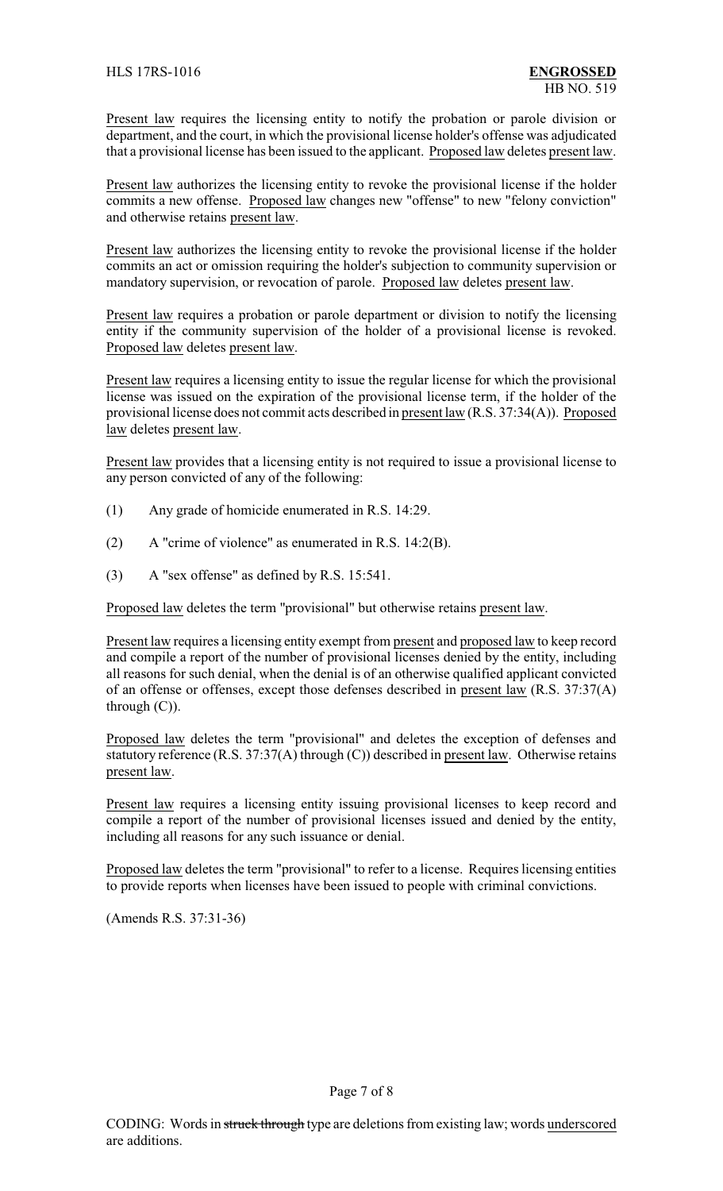Present law requires the licensing entity to notify the probation or parole division or department, and the court, in which the provisional license holder's offense was adjudicated that a provisional license has been issued to the applicant. Proposed law deletes present law.

Present law authorizes the licensing entity to revoke the provisional license if the holder commits a new offense. Proposed law changes new "offense" to new "felony conviction" and otherwise retains present law.

Present law authorizes the licensing entity to revoke the provisional license if the holder commits an act or omission requiring the holder's subjection to community supervision or mandatory supervision, or revocation of parole. Proposed law deletes present law.

Present law requires a probation or parole department or division to notify the licensing entity if the community supervision of the holder of a provisional license is revoked. Proposed law deletes present law.

Present law requires a licensing entity to issue the regular license for which the provisional license was issued on the expiration of the provisional license term, if the holder of the provisional license does not commit acts described in present law (R.S. 37:34(A)). Proposed law deletes present law.

Present law provides that a licensing entity is not required to issue a provisional license to any person convicted of any of the following:

(1) Any grade of homicide enumerated in R.S. 14:29.

(2) A "crime of violence" as enumerated in R.S. 14:2(B).

(3) A "sex offense" as defined by R.S. 15:541.

Proposed law deletes the term "provisional" but otherwise retains present law.

Present law requires a licensing entity exempt from present and proposed law to keep record and compile a report of the number of provisional licenses denied by the entity, including all reasons for such denial, when the denial is of an otherwise qualified applicant convicted of an offense or offenses, except those defenses described in present law (R.S. 37:37(A) through (C)).

Proposed law deletes the term "provisional" and deletes the exception of defenses and statutory reference (R.S. 37:37(A) through (C)) described in present law. Otherwise retains present law.

Present law requires a licensing entity issuing provisional licenses to keep record and compile a report of the number of provisional licenses issued and denied by the entity, including all reasons for any such issuance or denial.

Proposed law deletes the term "provisional" to refer to a license. Requires licensing entities to provide reports when licenses have been issued to people with criminal convictions.

(Amends R.S. 37:31-36)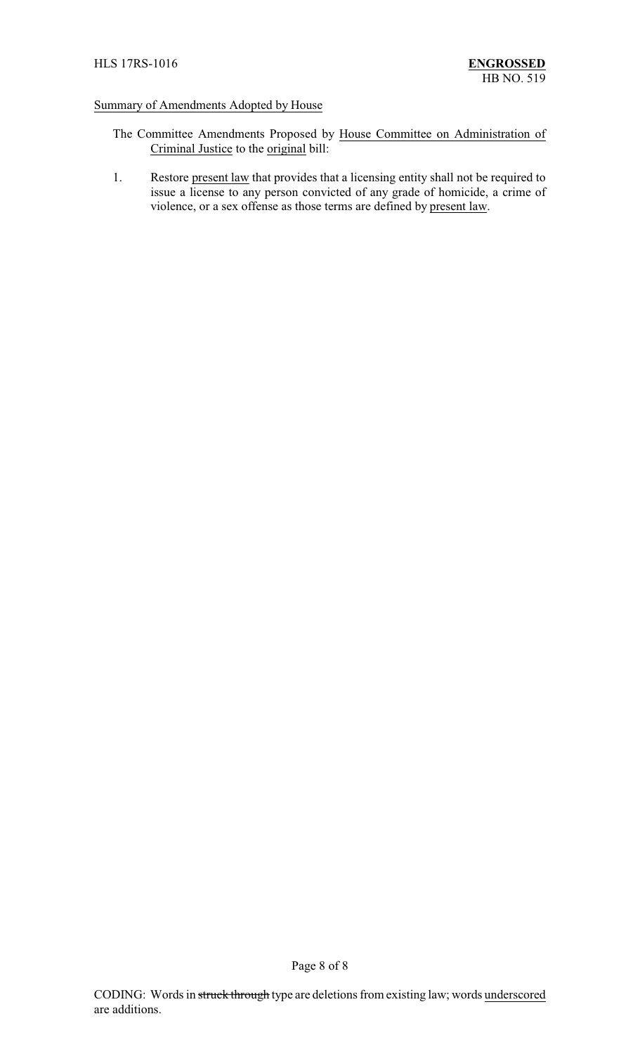Summary of Amendments Adopted by House

The Committee Amendments Proposed by House Committee on Administration of Criminal Justice to the original bill:

1. Restore present law that provides that a licensing entity shall not be required to issue a license to any person convicted of any grade of homicide, a crime of violence, or a sex offense as those terms are defined by present law.

CODING: Words in ~~struck through~~ type are deletions from existing law; words underscored are additions.